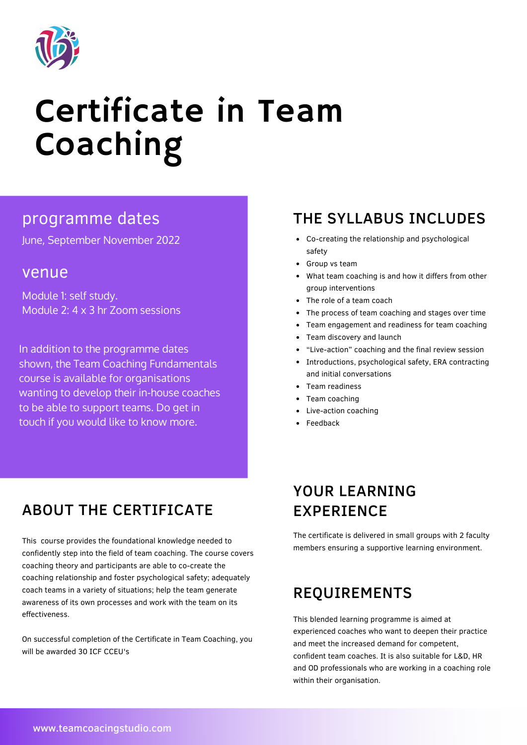# Certificate in Team Coaching

## programme dates

June, September November 2022

## venue

Module 1: self study.
Module 2: 4 x 3 hr Zoom sessions

In addition to the programme dates shown, the Team Coaching Fundamentals course is available for organisations wanting to develop their in-house coaches to be able to support teams. Do get in touch if you would like to know more.

## THE SYLLABUS INCLUDES

- Co-creating the relationship and psychological safety
- Group vs team
- What team coaching is and how it differs from other group interventions
- The role of a team coach
- The process of team coaching and stages over time
- Team engagement and readiness for team coaching
- Team discovery and launch
- "Live-action" coaching and the final review session
- Introductions, psychological safety, ERA contracting and initial conversations
- Team readiness
- Team coaching
- Live-action coaching
- Feedback

## ABOUT THE CERTIFICATE

This course provides the foundational knowledge needed to confidently step into the field of team coaching. The course covers coaching theory and participants are able to co-create the coaching relationship and foster psychological safety; adequately coach teams in a variety of situations; help the team generate awareness of its own processes and work with the team on its effectiveness.

On successful completion of the Certificate in Team Coaching, you will be awarded 30 ICF CCEU's

## YOUR LEARNING EXPERIENCE

The certificate is delivered in small groups with 2 faculty members ensuring a supportive learning environment.

## REQUIREMENTS

This blended learning programme is aimed at experienced coaches who want to deepen their practice and meet the increased demand for competent, confident team coaches. It is also suitable for L&D, HR and OD professionals who are working in a coaching role within their organisation.

www.teamcoacingstudio.com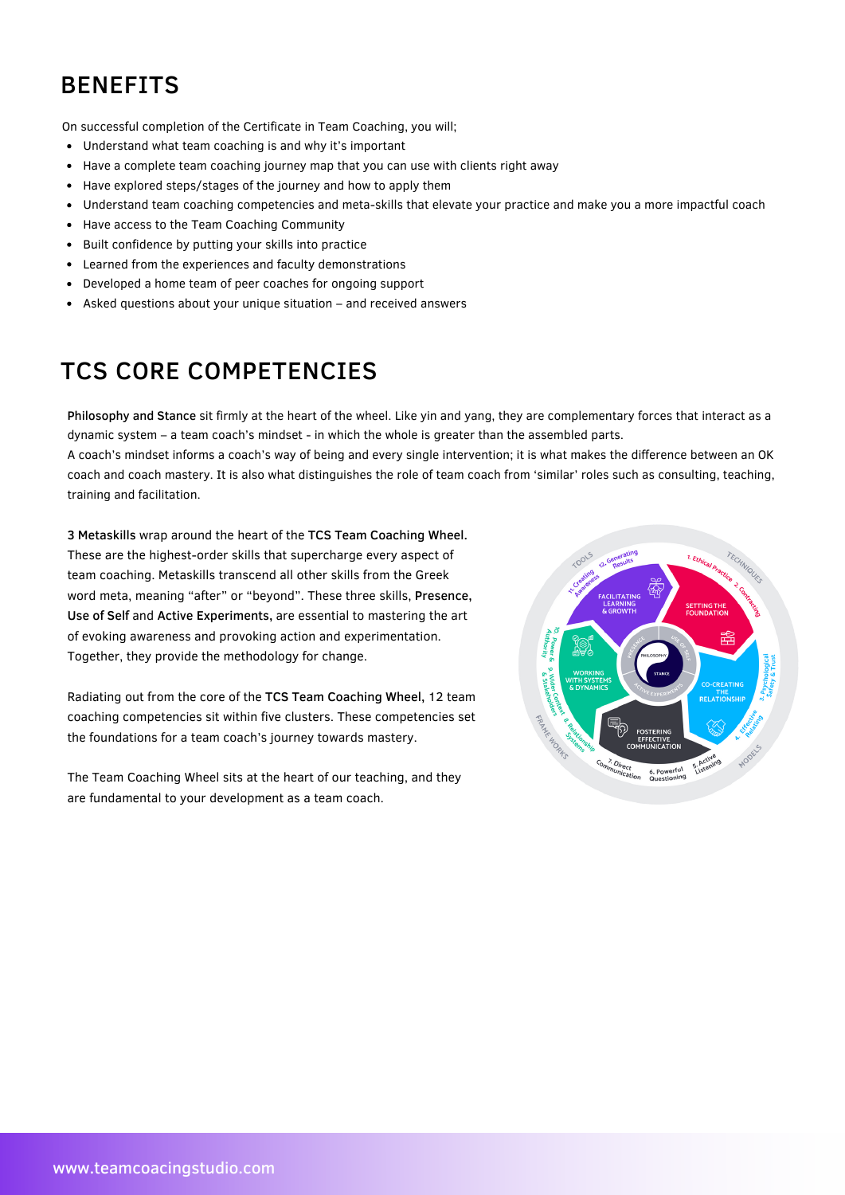## BENEFITS

On successful completion of the Certificate in Team Coaching, you will;

- Understand what team coaching is and why it's important
- Have a complete team coaching journey map that you can use with clients right away
- Have explored steps/stages of the journey and how to apply them
- Understand team coaching competencies and meta-skills that elevate your practice and make you a more impactful coach
- Have access to the Team Coaching Community
- Built confidence by putting your skills into practice
- Learned from the experiences and faculty demonstrations
- Developed a home team of peer coaches for ongoing support
- Asked questions about your unique situation – and received answers

## TCS CORE COMPETENCIES

**Philosophy and Stance** sit firmly at the heart of the wheel. Like yin and yang, they are complementary forces that interact as a dynamic system – a team coach's mindset - in which the whole is greater than the assembled parts.
A coach's mindset informs a coach's way of being and every single intervention; it is what makes the difference between an OK coach and coach mastery. It is also what distinguishes the role of team coach from 'similar' roles such as consulting, teaching, training and facilitation.

**3 Metaskills** wrap around the heart of the **TCS Team Coaching Wheel.** These are the highest-order skills that supercharge every aspect of team coaching. Metaskills transcend all other skills from the Greek word meta, meaning "after" or "beyond". These three skills, **Presence, Use of Self** and **Active Experiments,** are essential to mastering the art of evoking awareness and provoking action and experimentation. Together, they provide the methodology for change.

Radiating out from the core of the **TCS Team Coaching Wheel,** 12 team coaching competencies sit within five clusters. These competencies set the foundations for a team coach's journey towards mastery.

The Team Coaching Wheel sits at the heart of our teaching, and they are fundamental to your development as a team coach.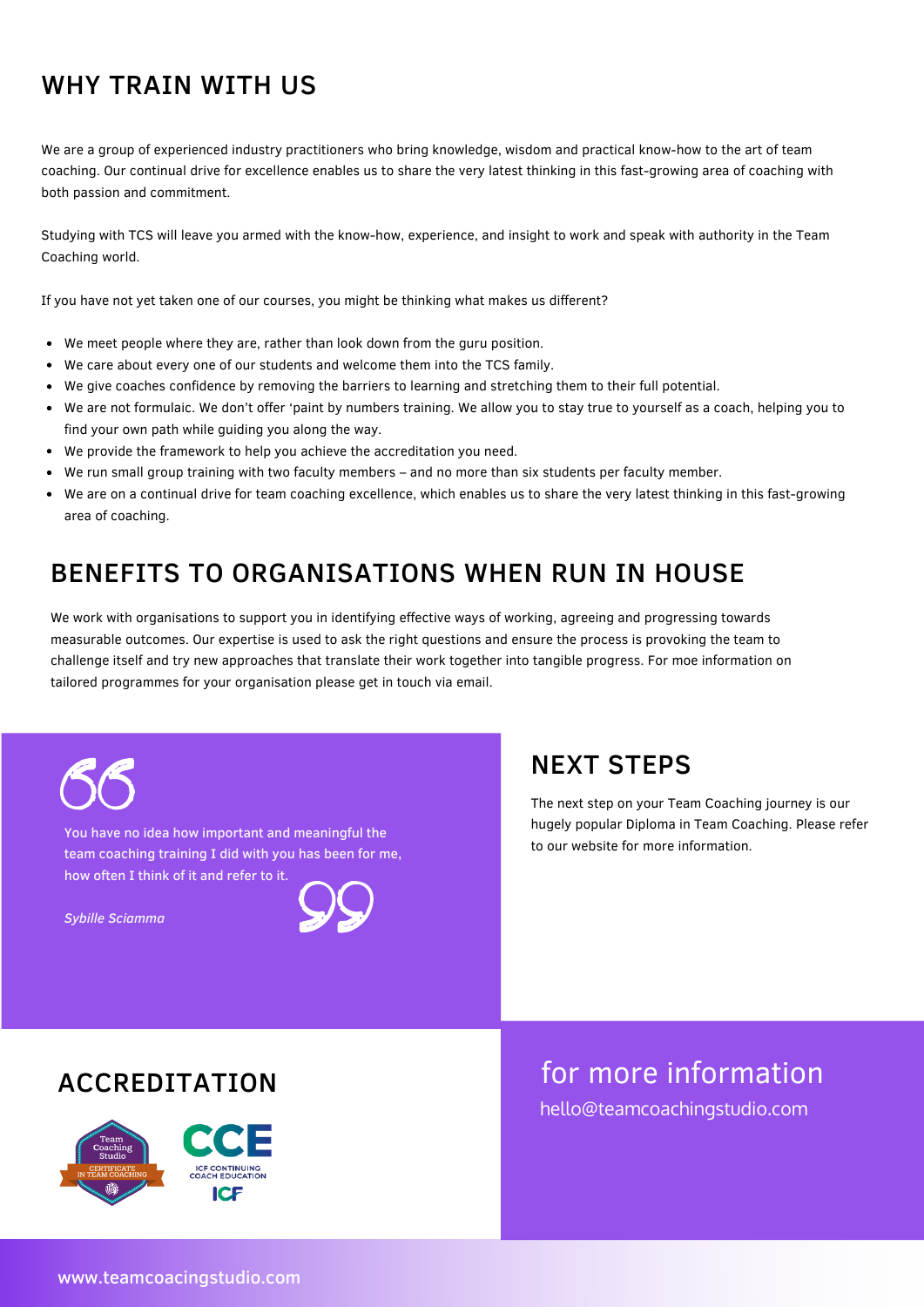## WHY TRAIN WITH US

We are a group of experienced industry practitioners who bring knowledge, wisdom and practical know-how to the art of team coaching. Our continual drive for excellence enables us to share the very latest thinking in this fast-growing area of coaching with both passion and commitment.

Studying with TCS will leave you armed with the know-how, experience, and insight to work and speak with authority in the Team Coaching world.

If you have not yet taken one of our courses, you might be thinking what makes us different?

- We meet people where they are, rather than look down from the guru position.
- We care about every one of our students and welcome them into the TCS family.
- We give coaches confidence by removing the barriers to learning and stretching them to their full potential.
- We are not formulaic. We don't offer 'paint by numbers training. We allow you to stay true to yourself as a coach, helping you to find your own path while guiding you along the way.
- We provide the framework to help you achieve the accreditation you need.
- We run small group training with two faculty members – and no more than six students per faculty member.
- We are on a continual drive for team coaching excellence, which enables us to share the very latest thinking in this fast-growing area of coaching.

## BENEFITS TO ORGANISATIONS WHEN RUN IN HOUSE

We work with organisations to support you in identifying effective ways of working, agreeing and progressing towards measurable outcomes. Our expertise is used to ask the right questions and ensure the process is provoking the team to challenge itself and try new approaches that translate their work together into tangible progress. For moe information on tailored programmes for your organisation please get in touch via email.

> You have no idea how important and meaningful the team coaching training I did with you has been for me, how often I think of it and refer to it.
>
> *Sybille Sciamma*

## NEXT STEPS

The next step on your Team Coaching journey is our hugely popular Diploma in Team Coaching. Please refer to our website for more information.

## ACCREDITATION

Team Coaching Studio – CERTIFICATE IN TEAM COACHING

CCE – ICF CONTINUING COACH EDUCATION – ICF

## for more information

hello@teamcoachingstudio.com

www.teamcoacingstudio.com